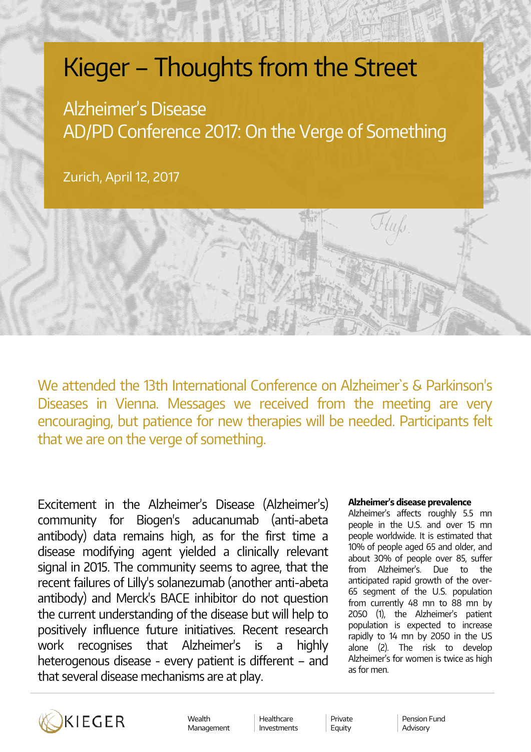# Kieger – Thoughts from the Street

## Alzheimer's Disease
## AD/PD Conference 2017: On the Verge of Something

Zurich, April 12, 2017

We attended the 13th International Conference on Alzheimer`s & Parkinson's Diseases in Vienna. Messages we received from the meeting are very encouraging, but patience for new therapies will be needed. Participants felt that we are on the verge of something.

Excitement in the Alzheimer's Disease (Alzheimer's) community for Biogen's aducanumab (anti-abeta antibody) data remains high, as for the first time a disease modifying agent yielded a clinically relevant signal in 2015. The community seems to agree, that the recent failures of Lilly's solanezumab (another anti-abeta antibody) and Merck's BACE inhibitor do not question the current understanding of the disease but will help to positively influence future initiatives. Recent research work recognises that Alzheimer's is a highly heterogenous disease - every patient is different – and that several disease mechanisms are at play.

**Alzheimer's disease prevalence**

Alzheimer's affects roughly 5.5 mn people in the U.S. and over 15 mn people worldwide. It is estimated that 10% of people aged 65 and older, and about 30% of people over 85, suffer from Alzheimer's. Due to the anticipated rapid growth of the over-65 segment of the U.S. population from currently 48 mn to 88 mn by 2050 (1), the Alzheimer's patient population is expected to increase rapidly to 14 mn by 2050 in the US alone (2). The risk to develop Alzheimer's for women is twice as high as for men.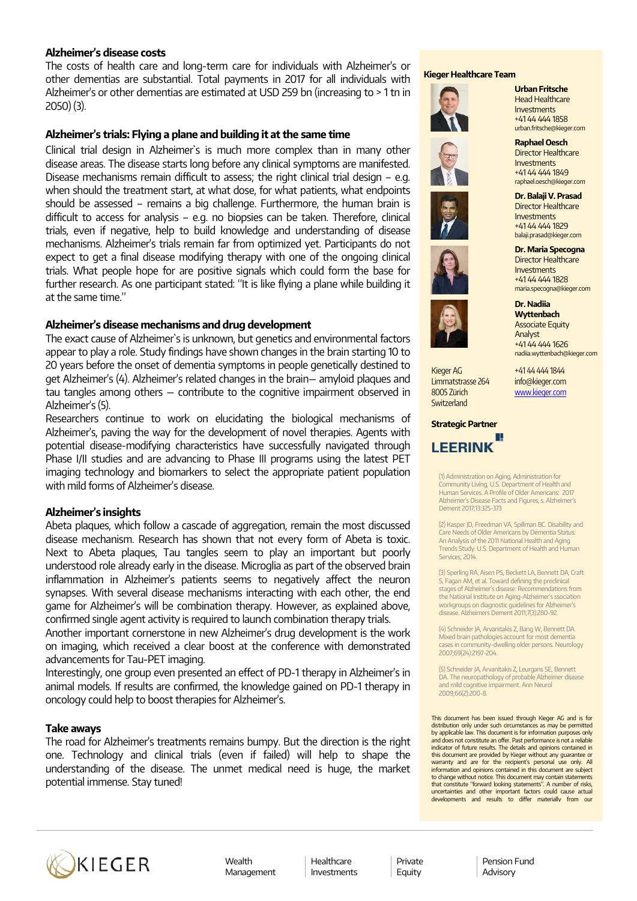### Alzheimer's disease costs

The costs of health care and long-term care for individuals with Alzheimer's or other dementias are substantial. Total payments in 2017 for all individuals with Alzheimer's or other dementias are estimated at USD 259 bn (increasing to > 1 tn in 2050) (3).

### Alzheimer's trials: Flying a plane and building it at the same time

Clinical trial design in Alzheimer`s is much more complex than in many other disease areas. The disease starts long before any clinical symptoms are manifested. Disease mechanisms remain difficult to assess; the right clinical trial design – e.g. when should the treatment start, at what dose, for what patients, what endpoints should be assessed – remains a big challenge. Furthermore, the human brain is difficult to access for analysis – e.g. no biopsies can be taken. Therefore, clinical trials, even if negative, help to build knowledge and understanding of disease mechanisms. Alzheimer's trials remain far from optimized yet. Participants do not expect to get a final disease modifying therapy with one of the ongoing clinical trials. What people hope for are positive signals which could form the base for further research. As one participant stated: "It is like flying a plane while building it at the same time."

### Alzheimer's disease mechanisms and drug development

The exact cause of Alzheimer`s is unknown, but genetics and environmental factors appear to play a role. Study findings have shown changes in the brain starting 10 to 20 years before the onset of dementia symptoms in people genetically destined to get Alzheimer's (4). Alzheimer's related changes in the brain– amyloid plaques and tau tangles among others – contribute to the cognitive impairment observed in Alzheimer's (5).

Researchers continue to work on elucidating the biological mechanisms of Alzheimer's, paving the way for the development of novel therapies. Agents with potential disease-modifying characteristics have successfully navigated through Phase I/II studies and are advancing to Phase III programs using the latest PET imaging technology and biomarkers to select the appropriate patient population with mild forms of Alzheimer's disease.

### Alzheimer's insights

Abeta plaques, which follow a cascade of aggregation, remain the most discussed disease mechanism. Research has shown that not every form of Abeta is toxic. Next to Abeta plaques, Tau tangles seem to play an important but poorly understood role already early in the disease. Microglia as part of the observed brain inflammation in Alzheimer's patients seems to negatively affect the neuron synapses. With several disease mechanisms interacting with each other, the end game for Alzheimer's will be combination therapy. However, as explained above, confirmed single agent activity is required to launch combination therapy trials.

Another important cornerstone in new Alzheimer's drug development is the work on imaging, which received a clear boost at the conference with demonstrated advancements for Tau-PET imaging.

Interestingly, one group even presented an effect of PD-1 therapy in Alzheimer's in animal models. If results are confirmed, the knowledge gained on PD-1 therapy in oncology could help to boost therapies for Alzheimer's.

### Take aways

The road for Alzheimer's treatments remains bumpy. But the direction is the right one. Technology and clinical trials (even if failed) will help to shape the understanding of the disease. The unmet medical need is huge, the market potential immense. Stay tuned!

**Kieger Healthcare Team**

**Urban Fritsche**
Head Healthcare Investments
+41 44 444 1858
urban.fritsche@kieger.com

**Raphael Oesch**
Director Healthcare Investments
+41 44 444 1849
raphael.oesch@kieger.com

**Dr. Balaji V. Prasad**
Director Healthcare Investments
+41 44 444 1829
balaji.prasad@kieger.com

**Dr. Maria Specogna**
Director Healthcare Investments
+41 44 444 1828
maria.specogna@kieger.com

**Dr. Nadiia Wyttenbach**
Associate Equity Analyst
+41 44 444 1626
nadiia.wyttenbach@kieger.com

Kieger AG
Limmatstrasse 264
8005 Zürich
Switzerland

+41 44 444 1844
info@kieger.com
www.kieger.com

**Strategic Partner**

LEERINK

(1) Administration on Aging, Administration for Community Living, U.S. Department of Health and Human Services. A Profile of Older Americans: 2017 Alzheimer's Disease Facts and Figures, s. Alzheimer's Dement 2017;13:325-373

(2) Kasper JD, Freedman VA, Spillman BC. Disability and Care Needs of Older Americans by Dementia Status: An Analysis of the 2011 National Health and Aging Trends Study. U.S. Department of Health and Human Services; 2014.

(3) Sperling RA, Aisen PS, Beckett LA, Bennett DA, Craft S, Fagan AM, et al. Toward defining the preclinical stages of Alzheimer's disease: Recommendations from the National Institute on Aging-Alzheimer's ssociation workgroups on diagnostic guidelines for Alzheimer's disease. Alzheimers Dement 2011;7(3):280-92.

(4) Schneider JA, Arvanitakis Z, Bang W, Bennett DA. Mixed brain pathologies account for most dementia cases in community-dwelling older persons. Neurology 2007;69(24):2197-204.

(5) Schneider JA, Arvanitakis Z, Leurgans SE, Bennett DA. The neuropathology of probable Alzheimer disease and mild cognitive impairment. Ann Neurol 2009;66(2):200-8.

This document has been issued through Kieger AG and is for distribution only under such circumstances as may be permitted by applicable law. This document is for information purposes only and does not constitute an offer. Past performance is not a reliable indicator of future results. The details and opinions contained in this document are provided by Kieger without any guarantee or warranty and are for the recipient's personal use only. All information and opinions contained in this document are subject to change without notice. This document may contain statements that constitute "forward looking statements". A number of risks, uncertainties and other important factors could cause actual developments and results to differ materially from our

KIEGER

Wealth Management | Healthcare Investments | Private Equity | Pension Fund Advisory